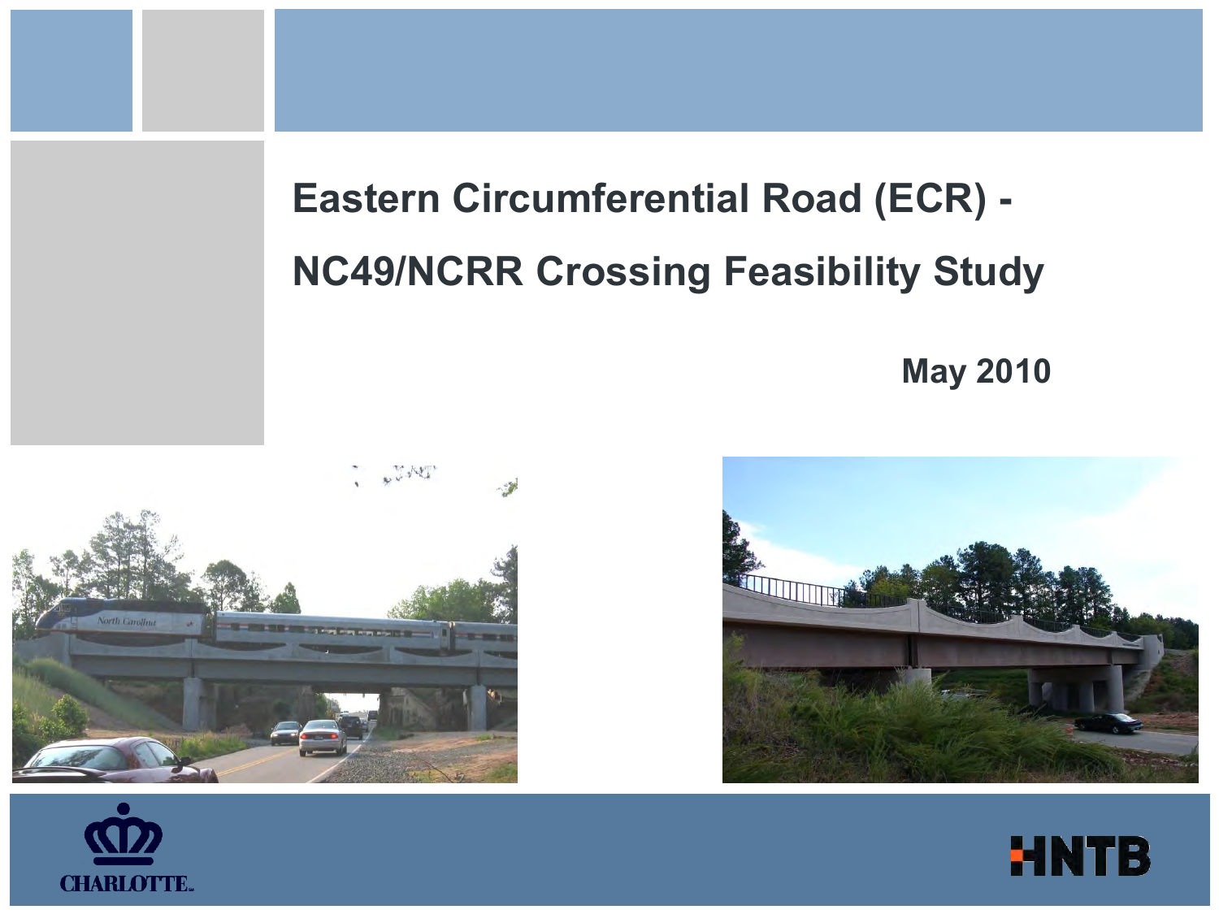# Eastern Circumferential Road (ECR) - NC49/NCRR Crossing Feasibility Study

**May 2010**

CHARLOTTE

HNTB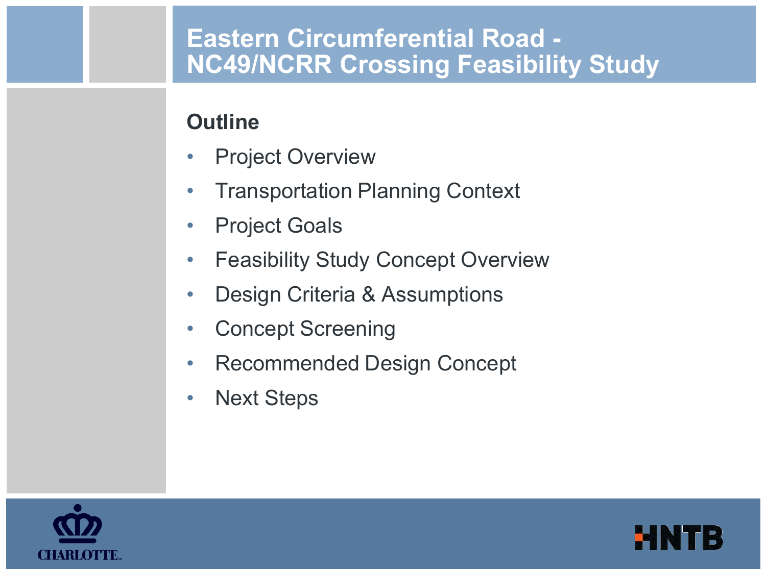# Eastern Circumferential Road - NC49/NCRR Crossing Feasibility Study

## Outline

- Project Overview
- Transportation Planning Context
- Project Goals
- Feasibility Study Concept Overview
- Design Criteria & Assumptions
- Concept Screening
- Recommended Design Concept
- Next Steps

CHARLOTTE

HNTB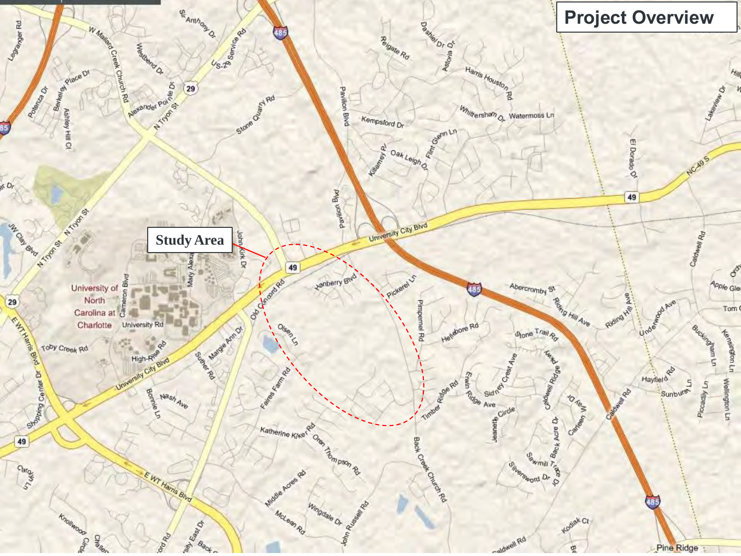# Project Overview

Study Area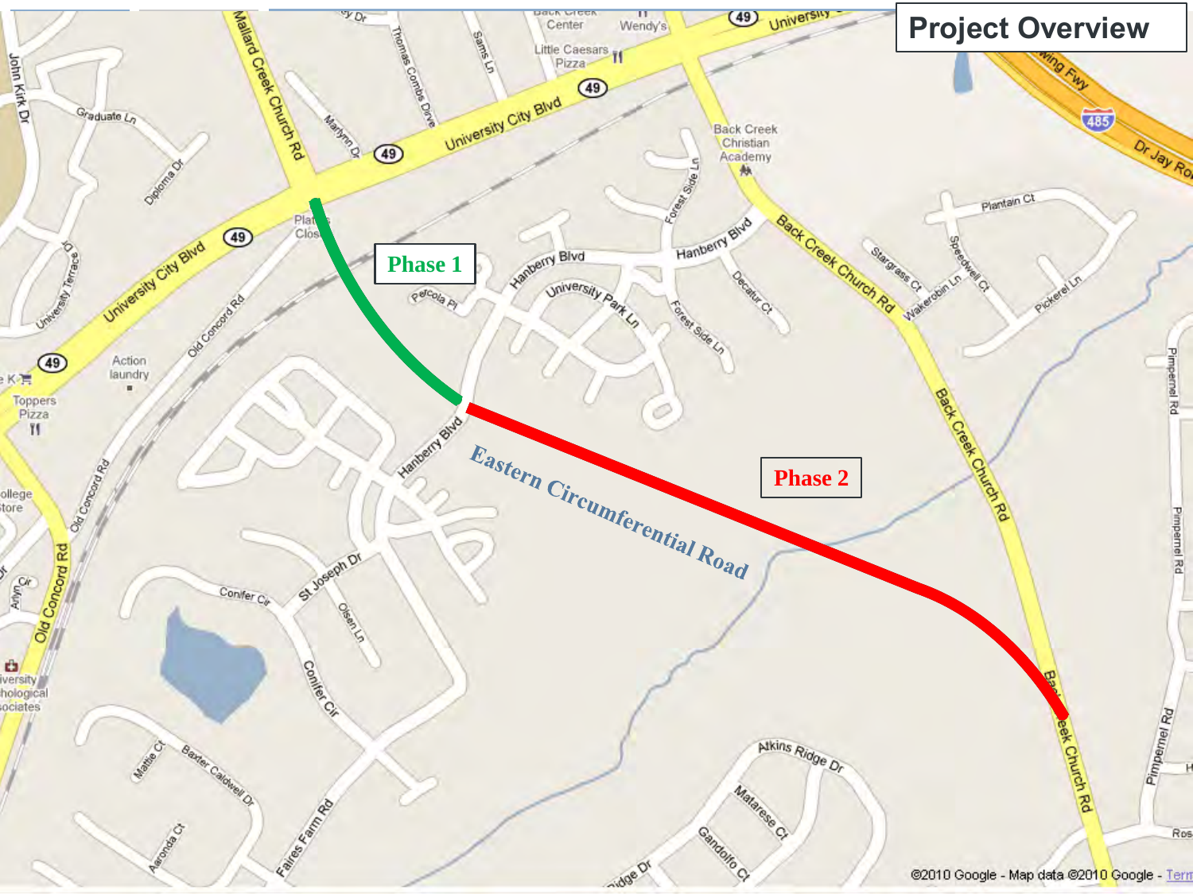# Project Overview

Phase 1

Phase 2

Eastern Circumferential Road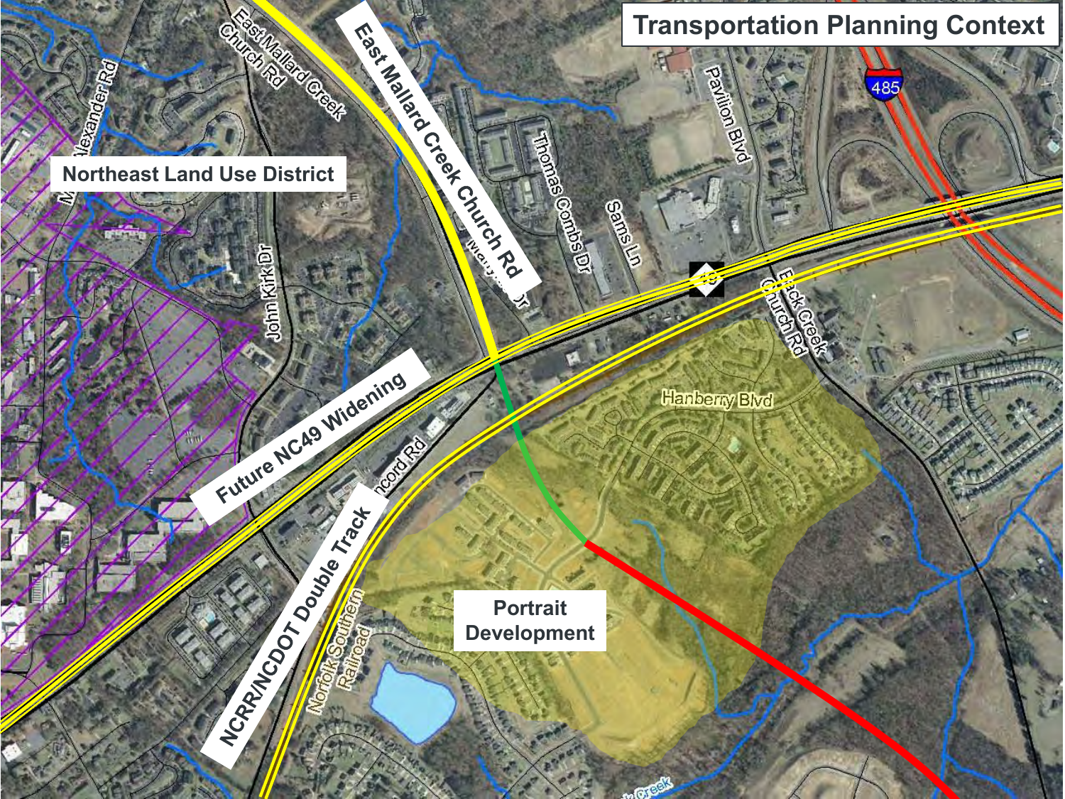# Transportation Planning Context

Northeast Land Use District

East Mallard Creek Church Rd

Future NC49 Widening

NCRR/NCDOT Double Track

Portrait Development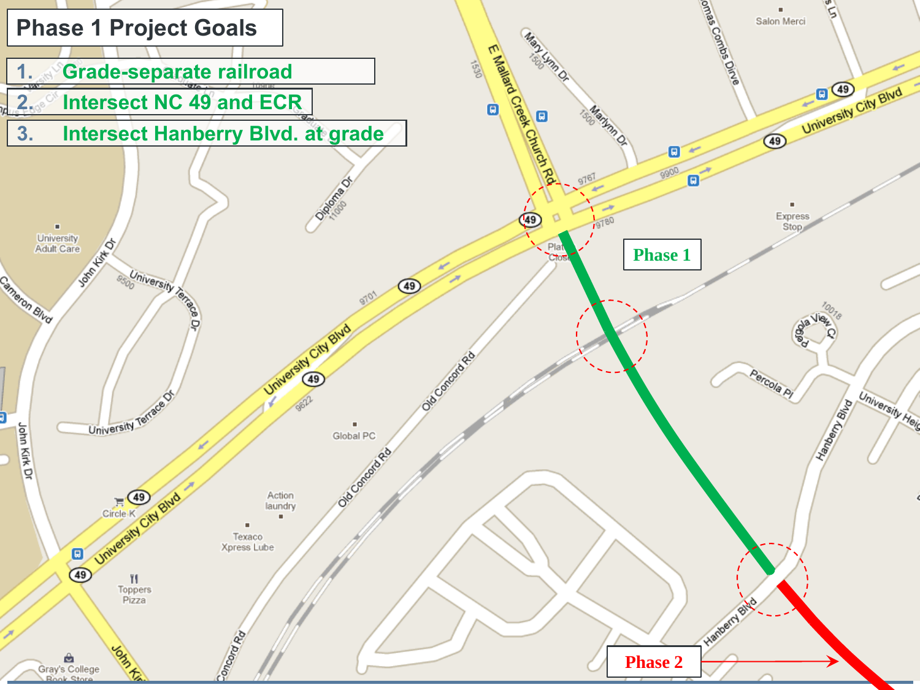# Phase 1 Project Goals

1. Grade-separate railroad
2. Intersect NC 49 and ECR
3. Intersect Hanberry Blvd. at grade

Phase 1

Phase 2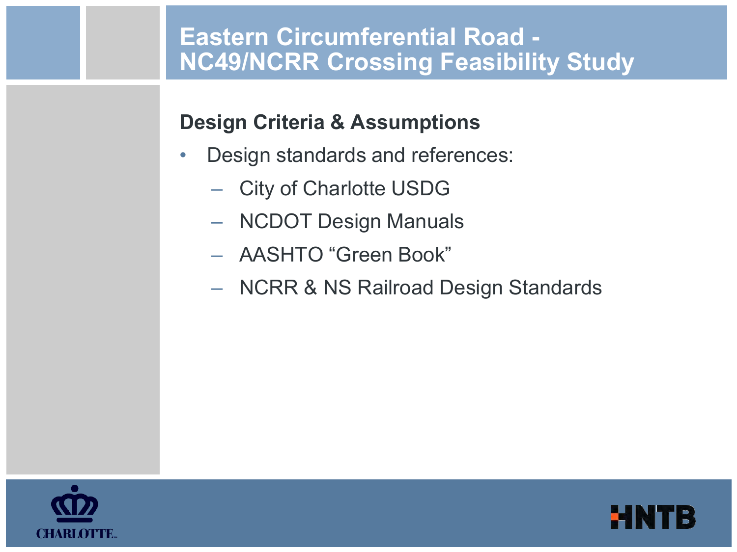# Eastern Circumferential Road - NC49/NCRR Crossing Feasibility Study

## Design Criteria & Assumptions

- Design standards and references:
  - City of Charlotte USDG
  - NCDOT Design Manuals
  - AASHTO "Green Book"
  - NCRR & NS Railroad Design Standards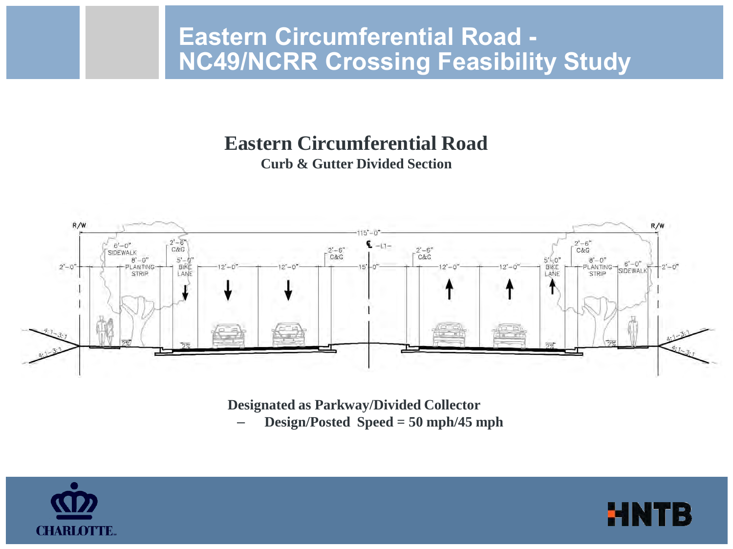# Eastern Circumferential Road - NC49/NCRR Crossing Feasibility Study

## Eastern Circumferential Road

**Curb & Gutter Divided Section**

**Designated as Parkway/Divided Collector**

- **Design/Posted Speed = 50 mph/45 mph**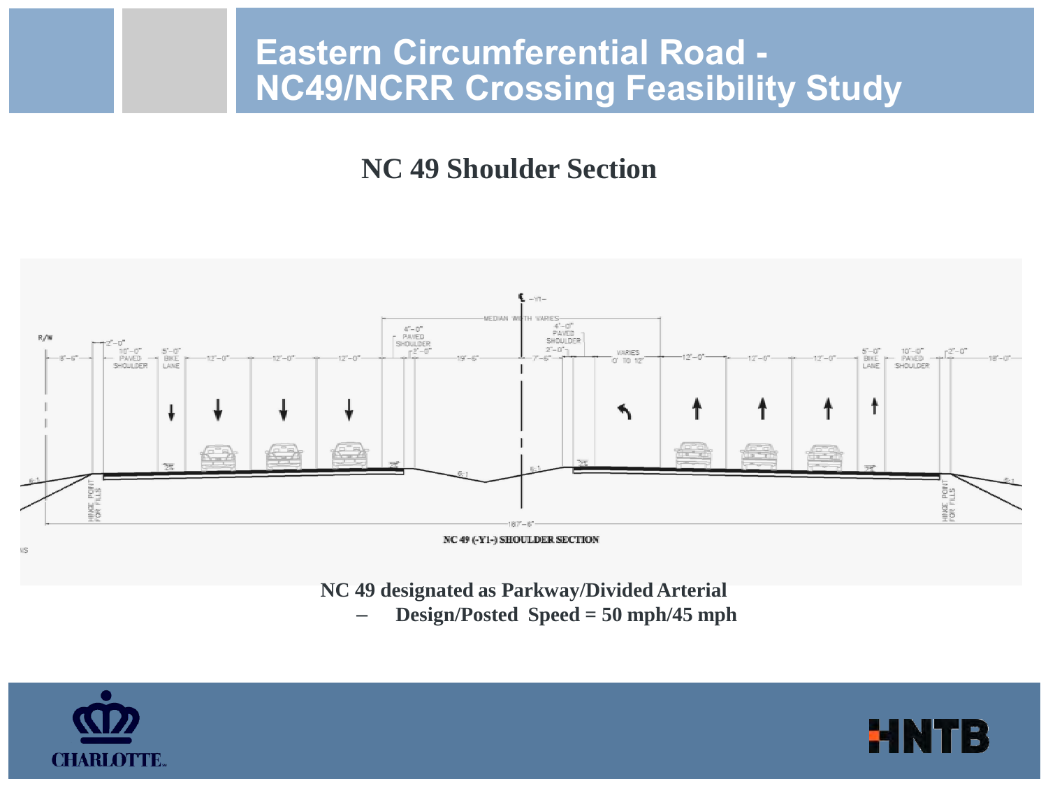# Eastern Circumferential Road - NC49/NCRR Crossing Feasibility Study

## NC 49 Shoulder Section

NC 49 (-Y1-) SHOULDER SECTION

**NC 49 designated as Parkway/Divided Arterial**

- **Design/Posted Speed = 50 mph/45 mph**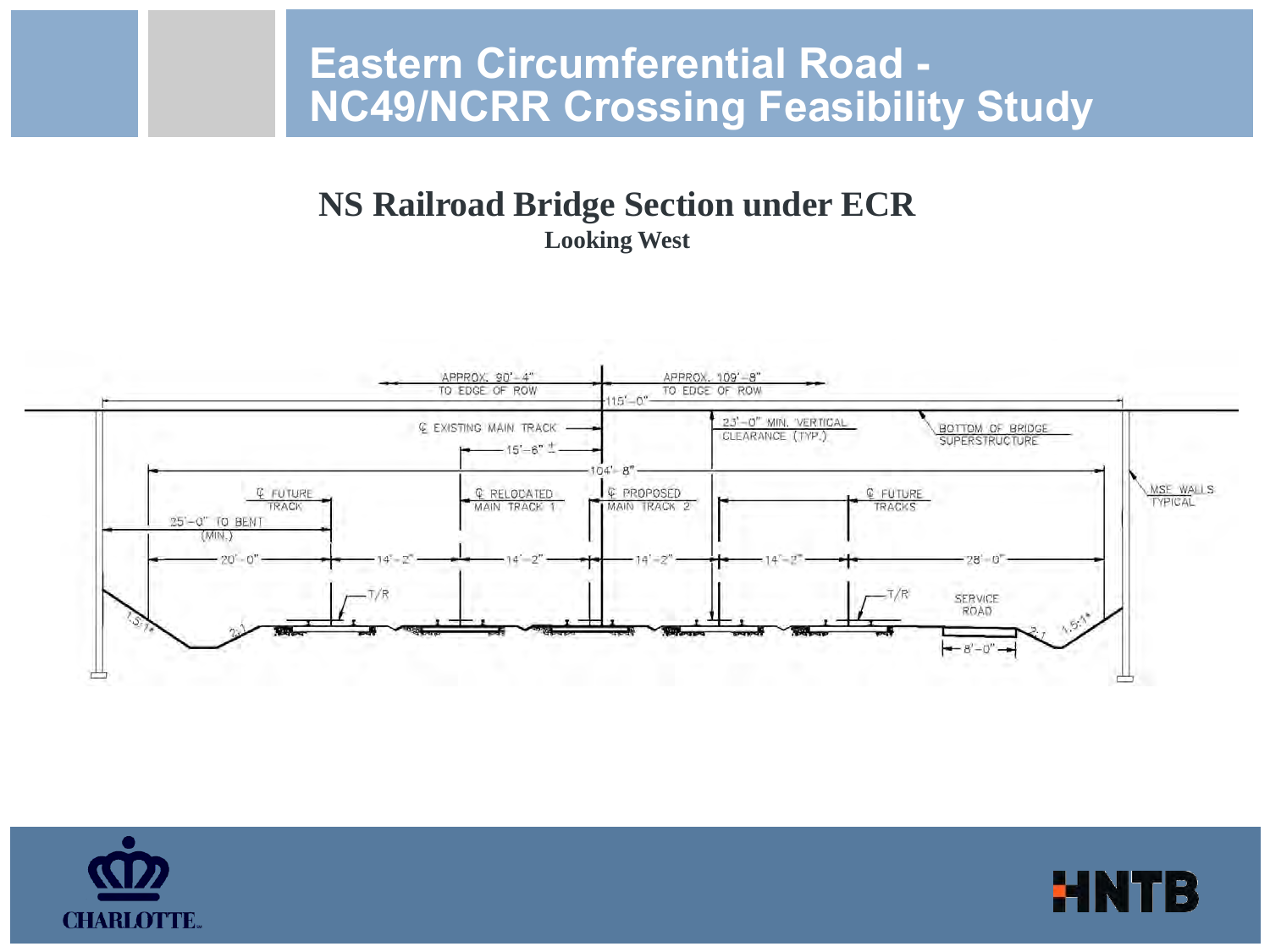# Eastern Circumferential Road - NC49/NCRR Crossing Feasibility Study

## NS Railroad Bridge Section under ECR

**Looking West**

APPROX. 90'-4" TO EDGE OF ROW

APPROX. 109'-8" TO EDGE OF ROW

115'-0"

℄ EXISTING MAIN TRACK

15'-6" ±

23'-0" MIN. VERTICAL CLEARANCE (TYP.)

BOTTOM OF BRIDGE SUPERSTRUCTURE

104'-8"

℄ FUTURE TRACK

℄ RELOCATED MAIN TRACK 1

℄ PROPOSED MAIN TRACK 2

℄ FUTURE TRACKS

MSE WALLS TYPICAL

25'-0" TO BENT (MIN.)

20'-0"

14'-2"

14'-2"

14'-2"

14'-2"

28'-0"

T/R

T/R

SERVICE ROAD

1.5:1

2:1

2:1

1.5:1

8'-0"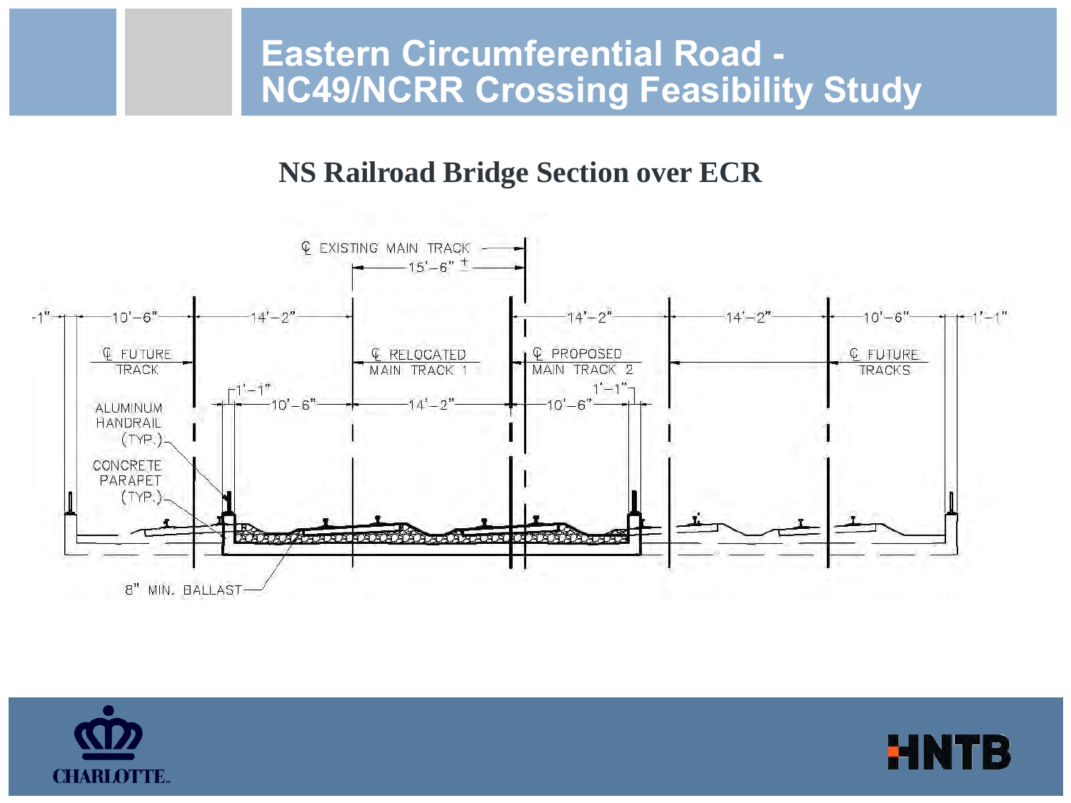# Eastern Circumferential Road - NC49/NCRR Crossing Feasibility Study

## NS Railroad Bridge Section over ECR

℄ EXISTING MAIN TRACK

15'-6" ±

1'-1" | 10'-6" | 14'-2" | 14'-2" | 14'-2" | 10'-6" | 1'-1"

℄ FUTURE TRACK

℄ RELOCATED MAIN TRACK 1

℄ PROPOSED MAIN TRACK 2

℄ FUTURE TRACKS

1'-1" | 10'-6" | 14'-2" | 10'-6" | 1'-1"

ALUMINUM HANDRAIL (TYP.)

CONCRETE PARAPET (TYP.)

8" MIN. BALLAST

CHARLOTTE.

HNTB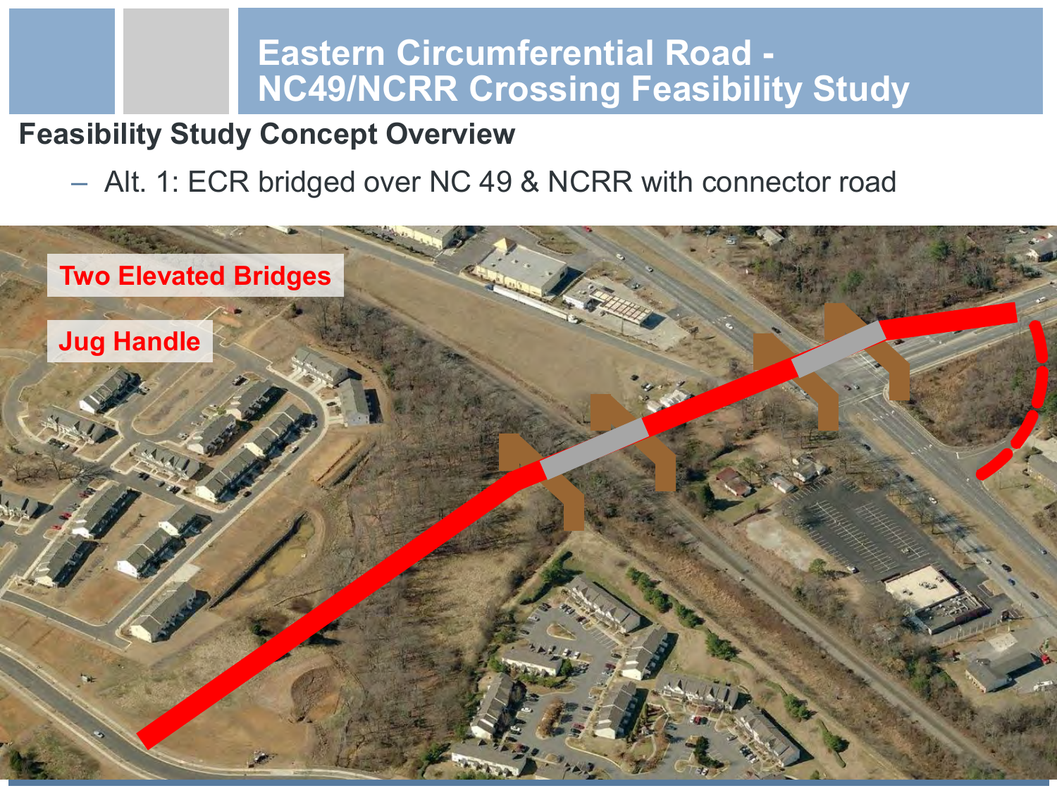# Eastern Circumferential Road - NC49/NCRR Crossing Feasibility Study

## Feasibility Study Concept Overview

– Alt. 1: ECR bridged over NC 49 & NCRR with connector road

Two Elevated Bridges

Jug Handle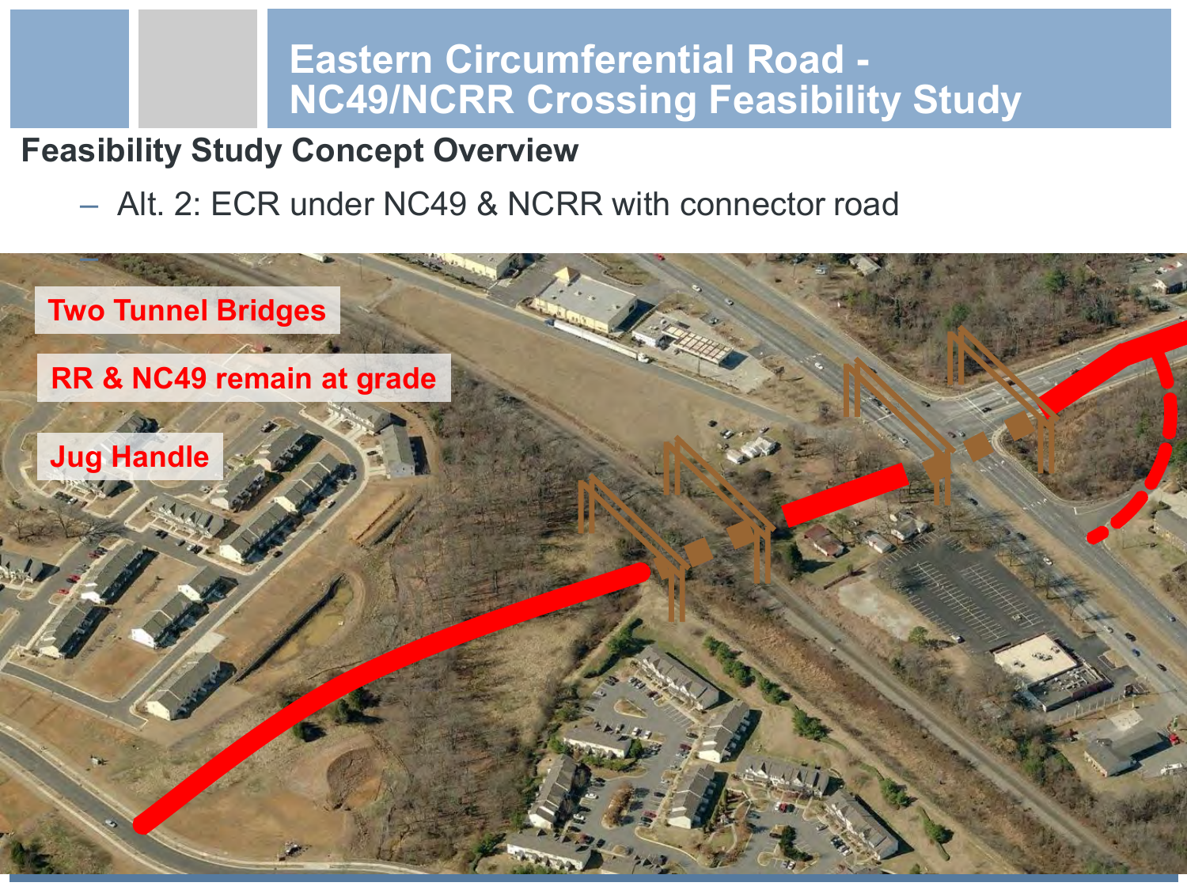# Eastern Circumferential Road - NC49/NCRR Crossing Feasibility Study

## Feasibility Study Concept Overview

– Alt. 2: ECR under NC49 & NCRR with connector road

Two Tunnel Bridges

RR & NC49 remain at grade

Jug Handle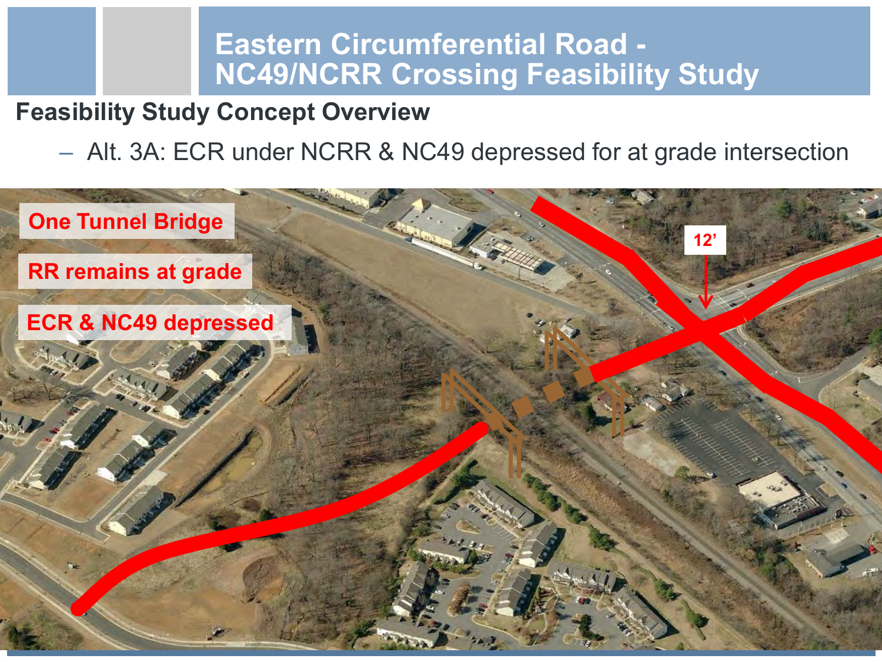# Eastern Circumferential Road - NC49/NCRR Crossing Feasibility Study

## Feasibility Study Concept Overview

- Alt. 3A: ECR under NCRR & NC49 depressed for at grade intersection

One Tunnel Bridge

RR remains at grade

ECR & NC49 depressed

12'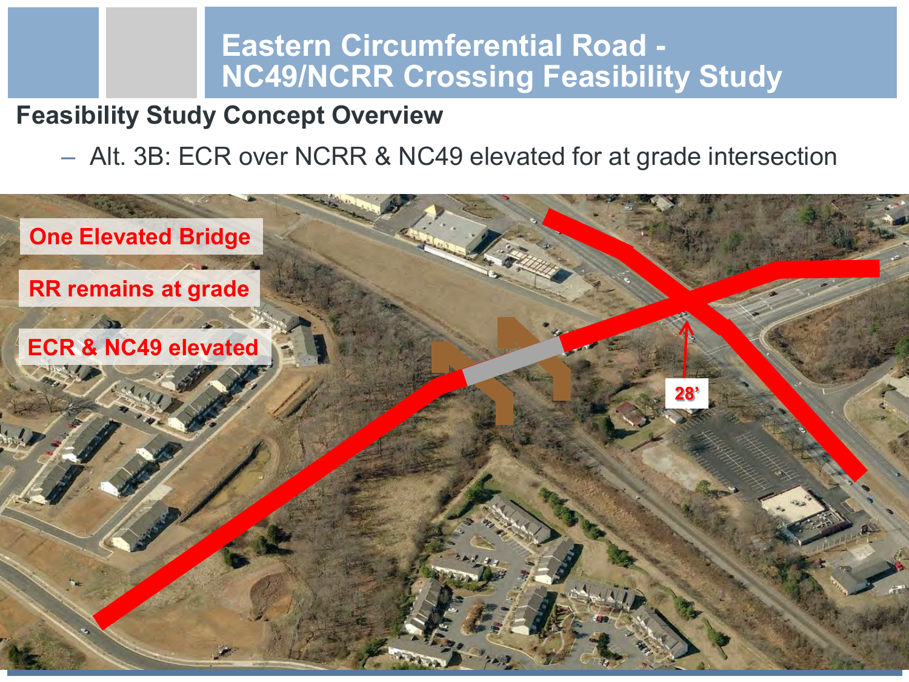# Eastern Circumferential Road - NC49/NCRR Crossing Feasibility Study

## Feasibility Study Concept Overview

- Alt. 3B: ECR over NCRR & NC49 elevated for at grade intersection

One Elevated Bridge

RR remains at grade

ECR & NC49 elevated

28’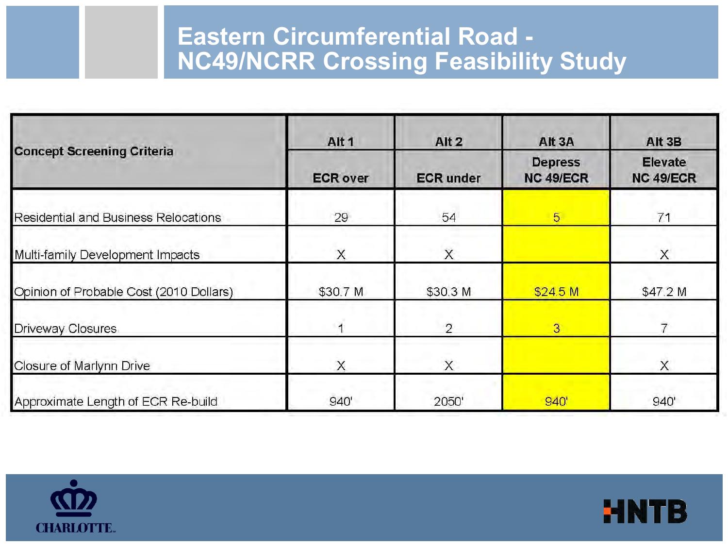# Eastern Circumferential Road - NC49/NCRR Crossing Feasibility Study

| Concept Screening Criteria | Alt 1 | Alt 2 | Alt 3A | Alt 3B |
|---|---|---|---|---|
| | ECR over | ECR under | Depress NC 49/ECR | Elevate NC 49/ECR |
| Residential and Business Relocations | 29 | 54 | 5 | 71 |
| Multi-family Development Impacts | X | X | | X |
| Opinion of Probable Cost (2010 Dollars) | $30.7 M | $30.3 M | $24.5 M | $47.2 M |
| Driveway Closures | 1 | 2 | 3 | 7 |
| Closure of Marlynn Drive | X | X | | X |
| Approximate Length of ECR Re-build | 940' | 2050' | 940' | 940' |

CHARLOTTE

HNTB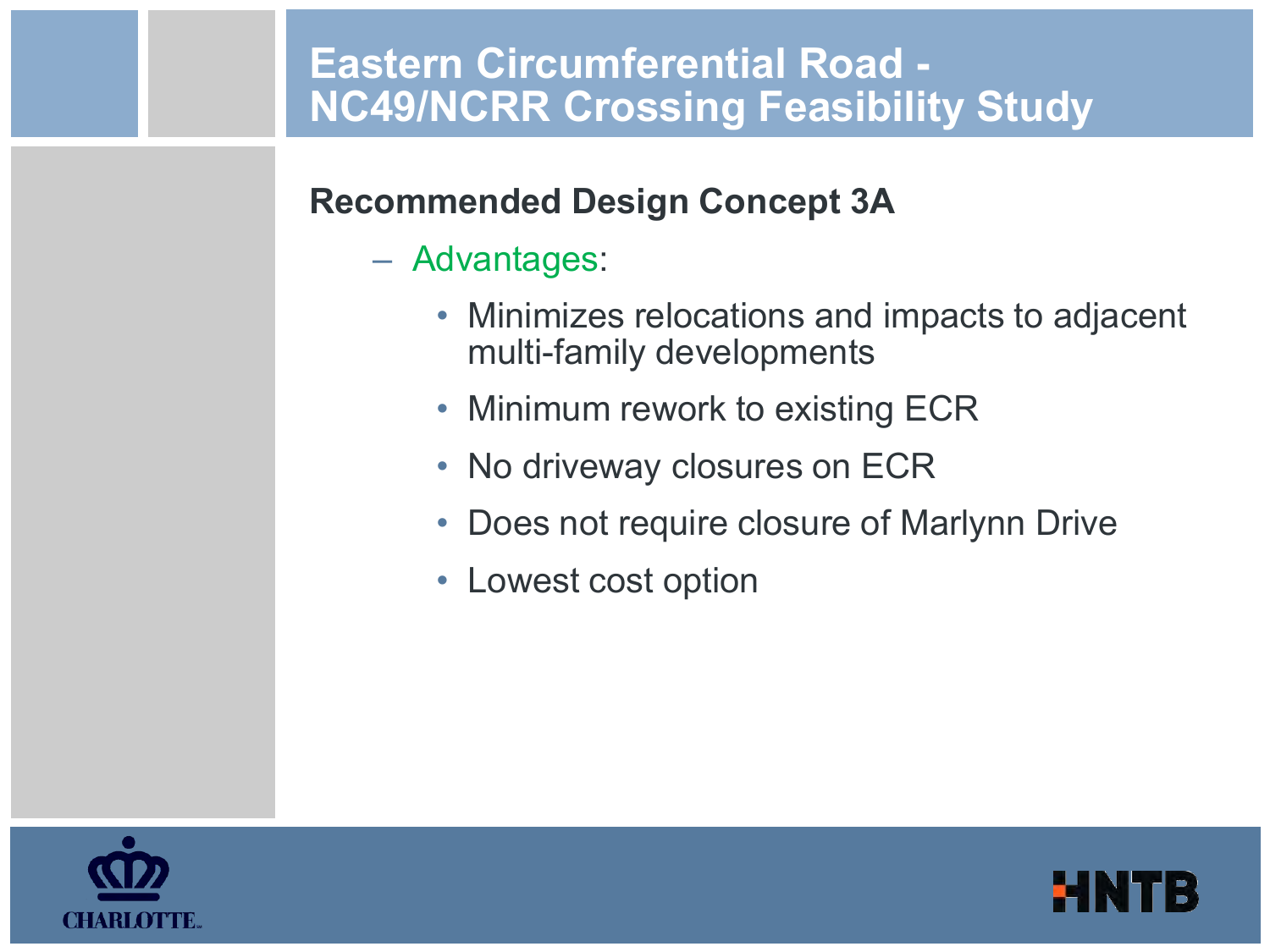# Eastern Circumferential Road - NC49/NCRR Crossing Feasibility Study

**Recommended Design Concept 3A**

- Advantages:
  - Minimizes relocations and impacts to adjacent multi-family developments
  - Minimum rework to existing ECR
  - No driveway closures on ECR
  - Does not require closure of Marlynn Drive
  - Lowest cost option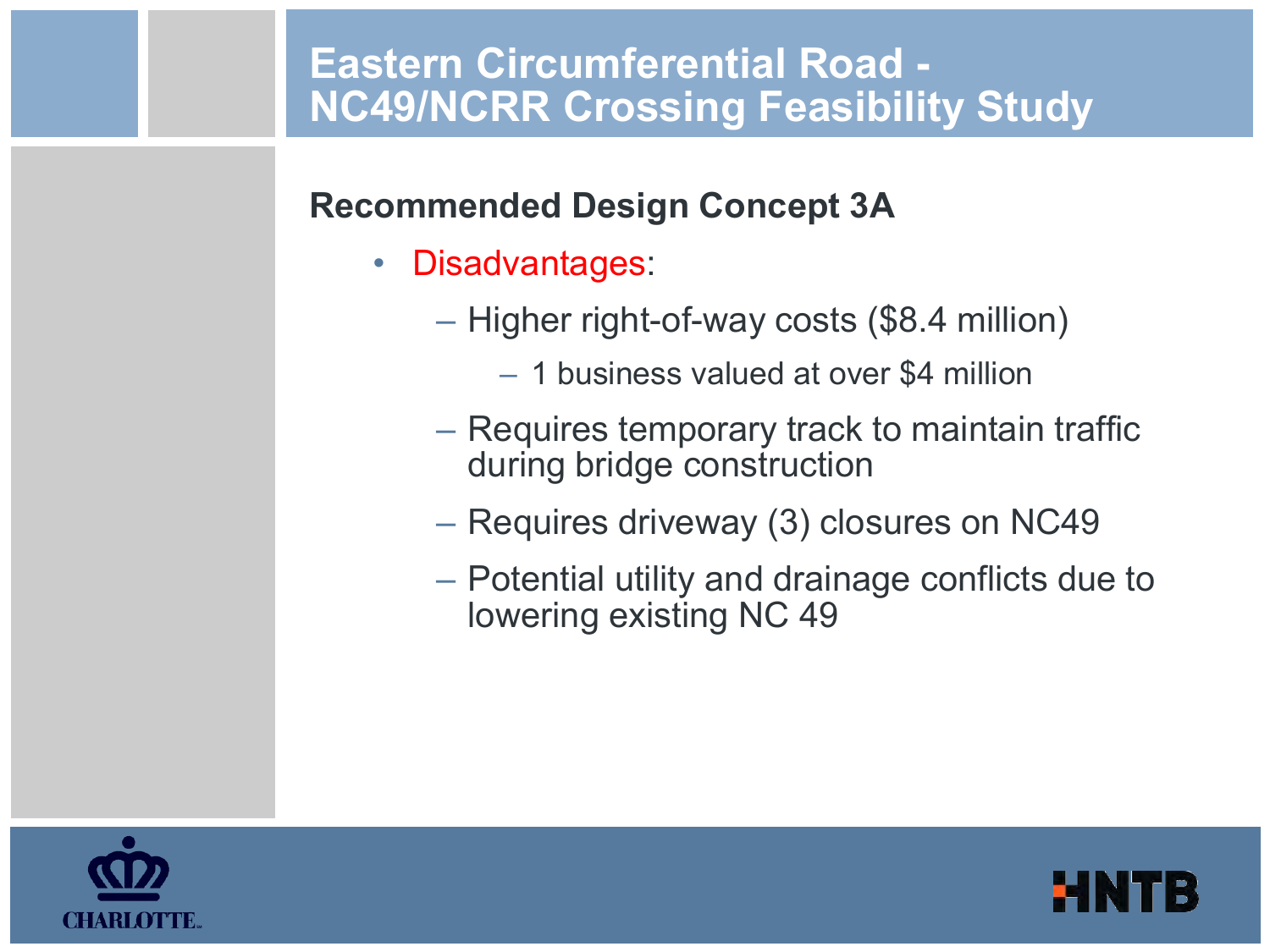# Eastern Circumferential Road - NC49/NCRR Crossing Feasibility Study

## Recommended Design Concept 3A

- Disadvantages:
  - Higher right-of-way costs ($8.4 million)
    - 1 business valued at over $4 million
  - Requires temporary track to maintain traffic during bridge construction
  - Requires driveway (3) closures on NC49
  - Potential utility and drainage conflicts due to lowering existing NC 49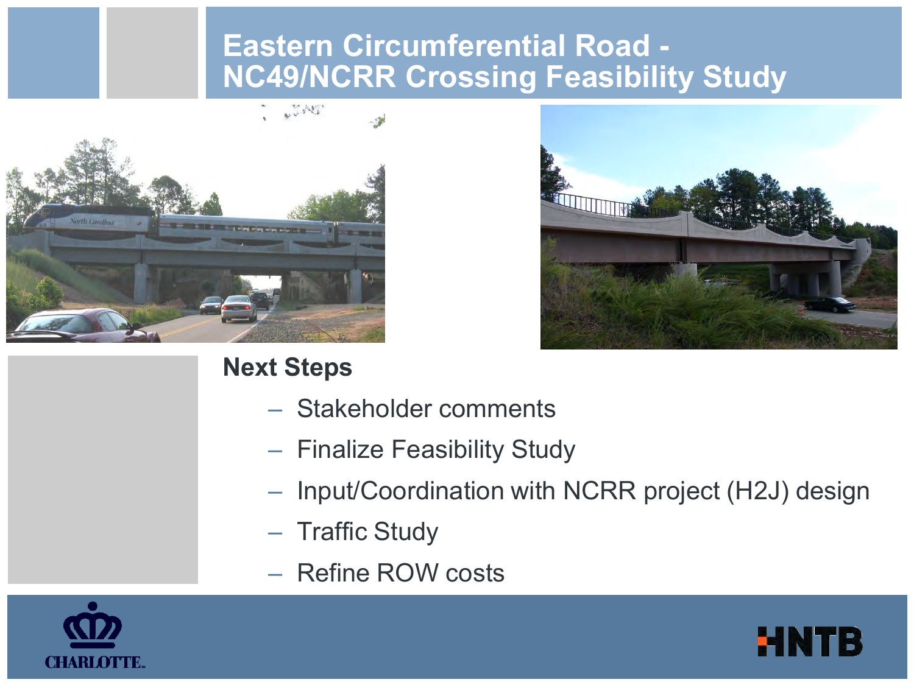# Eastern Circumferential Road - NC49/NCRR Crossing Feasibility Study

## Next Steps

- Stakeholder comments
- Finalize Feasibility Study
- Input/Coordination with NCRR project (H2J) design
- Traffic Study
- Refine ROW costs